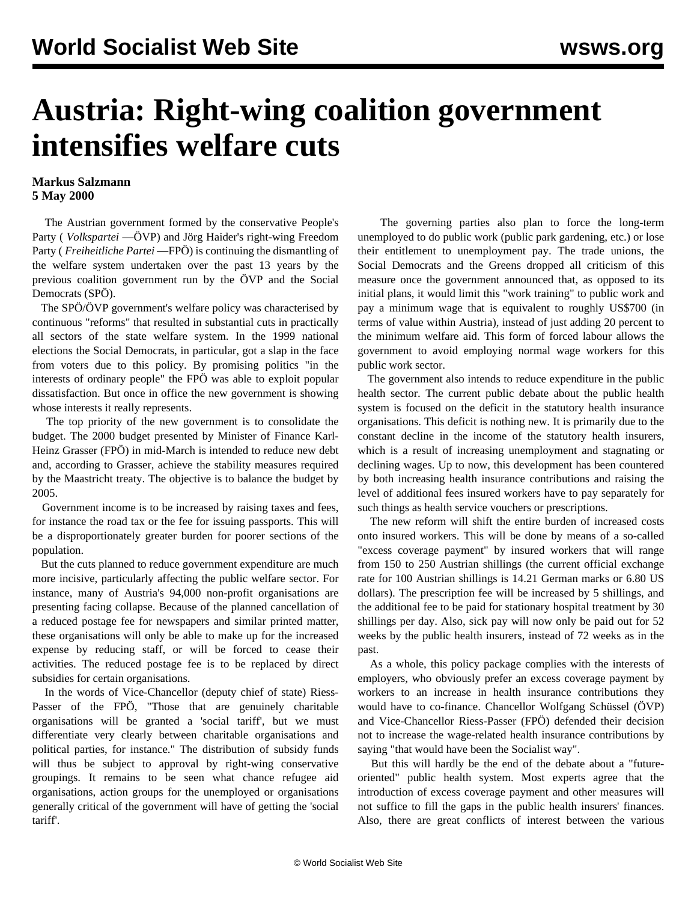# Austria: Right-wing coalition government intensifies welfare cuts

**Markus Salzmann**
**5 May 2000**

The Austrian government formed by the conservative People's Party ( *Volkspartei* —ÖVP) and Jörg Haider's right-wing Freedom Party ( *Freiheitliche Partei* —FPÖ) is continuing the dismantling of the welfare system undertaken over the past 13 years by the previous coalition government run by the ÖVP and the Social Democrats (SPÖ).

The SPÖ/ÖVP government's welfare policy was characterised by continuous "reforms" that resulted in substantial cuts in practically all sectors of the state welfare system. In the 1999 national elections the Social Democrats, in particular, got a slap in the face from voters due to this policy. By promising politics "in the interests of ordinary people" the FPÖ was able to exploit popular dissatisfaction. But once in office the new government is showing whose interests it really represents.

The top priority of the new government is to consolidate the budget. The 2000 budget presented by Minister of Finance Karl-Heinz Grasser (FPÖ) in mid-March is intended to reduce new debt and, according to Grasser, achieve the stability measures required by the Maastricht treaty. The objective is to balance the budget by 2005.

Government income is to be increased by raising taxes and fees, for instance the road tax or the fee for issuing passports. This will be a disproportionately greater burden for poorer sections of the population.

But the cuts planned to reduce government expenditure are much more incisive, particularly affecting the public welfare sector. For instance, many of Austria's 94,000 non-profit organisations are presenting facing collapse. Because of the planned cancellation of a reduced postage fee for newspapers and similar printed matter, these organisations will only be able to make up for the increased expense by reducing staff, or will be forced to cease their activities. The reduced postage fee is to be replaced by direct subsidies for certain organisations.

In the words of Vice-Chancellor (deputy chief of state) Riess-Passer of the FPÖ, "Those that are genuinely charitable organisations will be granted a 'social tariff', but we must differentiate very clearly between charitable organisations and political parties, for instance." The distribution of subsidy funds will thus be subject to approval by right-wing conservative groupings. It remains to be seen what chance refugee aid organisations, action groups for the unemployed or organisations generally critical of the government will have of getting the 'social tariff'.

The governing parties also plan to force the long-term unemployed to do public work (public park gardening, etc.) or lose their entitlement to unemployment pay. The trade unions, the Social Democrats and the Greens dropped all criticism of this measure once the government announced that, as opposed to its initial plans, it would limit this "work training" to public work and pay a minimum wage that is equivalent to roughly US$700 (in terms of value within Austria), instead of just adding 20 percent to the minimum welfare aid. This form of forced labour allows the government to avoid employing normal wage workers for this public work sector.

The government also intends to reduce expenditure in the public health sector. The current public debate about the public health system is focused on the deficit in the statutory health insurance organisations. This deficit is nothing new. It is primarily due to the constant decline in the income of the statutory health insurers, which is a result of increasing unemployment and stagnating or declining wages. Up to now, this development has been countered by both increasing health insurance contributions and raising the level of additional fees insured workers have to pay separately for such things as health service vouchers or prescriptions.

The new reform will shift the entire burden of increased costs onto insured workers. This will be done by means of a so-called "excess coverage payment" by insured workers that will range from 150 to 250 Austrian shillings (the current official exchange rate for 100 Austrian shillings is 14.21 German marks or 6.80 US dollars). The prescription fee will be increased by 5 shillings, and the additional fee to be paid for stationary hospital treatment by 30 shillings per day. Also, sick pay will now only be paid out for 52 weeks by the public health insurers, instead of 72 weeks as in the past.

As a whole, this policy package complies with the interests of employers, who obviously prefer an excess coverage payment by workers to an increase in health insurance contributions they would have to co-finance. Chancellor Wolfgang Schüssel (ÖVP) and Vice-Chancellor Riess-Passer (FPÖ) defended their decision not to increase the wage-related health insurance contributions by saying "that would have been the Socialist way".

But this will hardly be the end of the debate about a "future-oriented" public health system. Most experts agree that the introduction of excess coverage payment and other measures will not suffice to fill the gaps in the public health insurers' finances. Also, there are great conflicts of interest between the various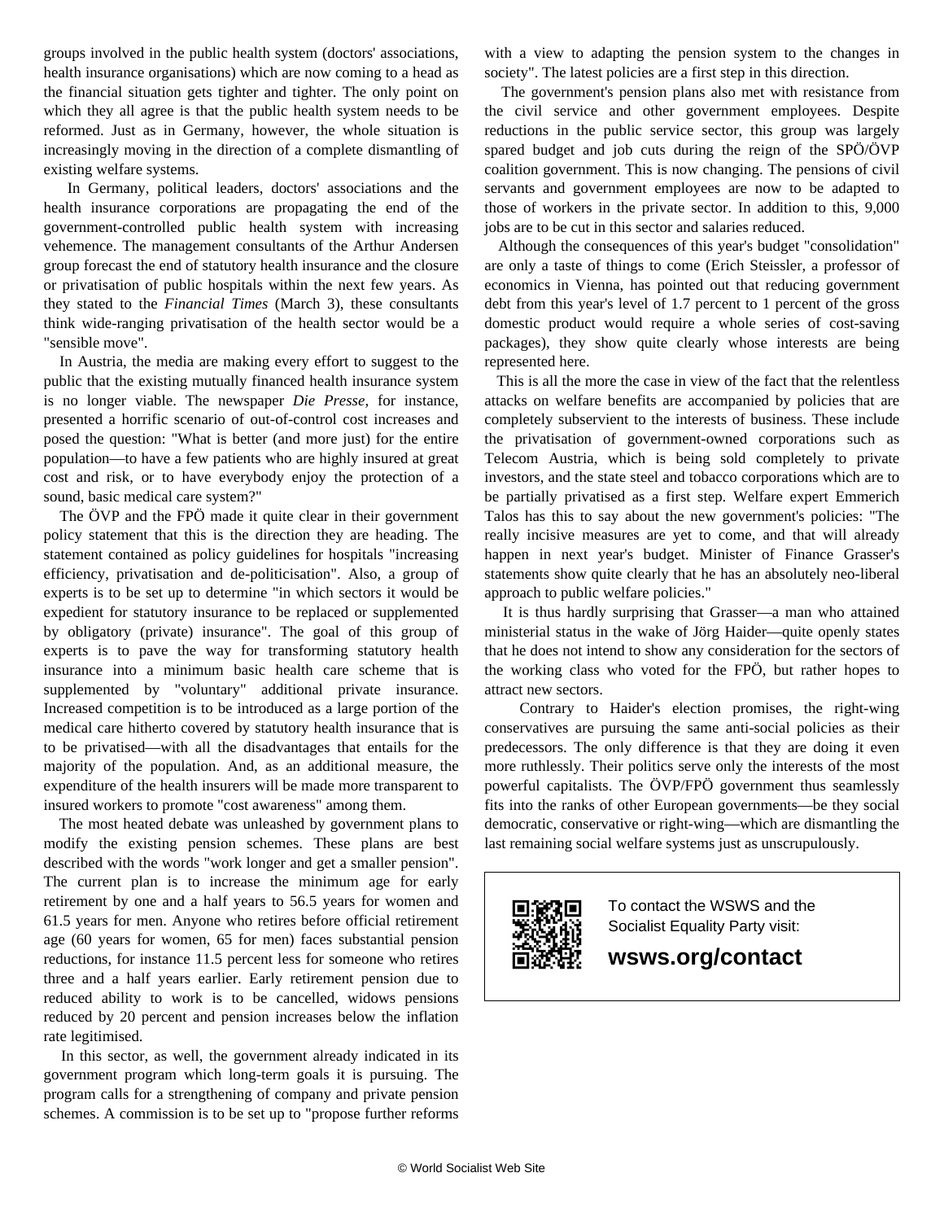groups involved in the public health system (doctors' associations, health insurance organisations) which are now coming to a head as the financial situation gets tighter and tighter. The only point on which they all agree is that the public health system needs to be reformed. Just as in Germany, however, the whole situation is increasingly moving in the direction of a complete dismantling of existing welfare systems.

In Germany, political leaders, doctors' associations and the health insurance corporations are propagating the end of the government-controlled public health system with increasing vehemence. The management consultants of the Arthur Andersen group forecast the end of statutory health insurance and the closure or privatisation of public hospitals within the next few years. As they stated to the *Financial Times* (March 3), these consultants think wide-ranging privatisation of the health sector would be a "sensible move".

In Austria, the media are making every effort to suggest to the public that the existing mutually financed health insurance system is no longer viable. The newspaper *Die Presse*, for instance, presented a horrific scenario of out-of-control cost increases and posed the question: "What is better (and more just) for the entire population—to have a few patients who are highly insured at great cost and risk, or to have everybody enjoy the protection of a sound, basic medical care system?"

The ÖVP and the FPÖ made it quite clear in their government policy statement that this is the direction they are heading. The statement contained as policy guidelines for hospitals "increasing efficiency, privatisation and de-politicisation". Also, a group of experts is to be set up to determine "in which sectors it would be expedient for statutory insurance to be replaced or supplemented by obligatory (private) insurance". The goal of this group of experts is to pave the way for transforming statutory health insurance into a minimum basic health care scheme that is supplemented by "voluntary" additional private insurance. Increased competition is to be introduced as a large portion of the medical care hitherto covered by statutory health insurance that is to be privatised—with all the disadvantages that entails for the majority of the population. And, as an additional measure, the expenditure of the health insurers will be made more transparent to insured workers to promote "cost awareness" among them.

The most heated debate was unleashed by government plans to modify the existing pension schemes. These plans are best described with the words "work longer and get a smaller pension". The current plan is to increase the minimum age for early retirement by one and a half years to 56.5 years for women and 61.5 years for men. Anyone who retires before official retirement age (60 years for women, 65 for men) faces substantial pension reductions, for instance 11.5 percent less for someone who retires three and a half years earlier. Early retirement pension due to reduced ability to work is to be cancelled, widows pensions reduced by 20 percent and pension increases below the inflation rate legitimised.

In this sector, as well, the government already indicated in its government program which long-term goals it is pursuing. The program calls for a strengthening of company and private pension schemes. A commission is to be set up to "propose further reforms with a view to adapting the pension system to the changes in society". The latest policies are a first step in this direction.

The government's pension plans also met with resistance from the civil service and other government employees. Despite reductions in the public service sector, this group was largely spared budget and job cuts during the reign of the SPÖ/ÖVP coalition government. This is now changing. The pensions of civil servants and government employees are now to be adapted to those of workers in the private sector. In addition to this, 9,000 jobs are to be cut in this sector and salaries reduced.

Although the consequences of this year's budget "consolidation" are only a taste of things to come (Erich Steissler, a professor of economics in Vienna, has pointed out that reducing government debt from this year's level of 1.7 percent to 1 percent of the gross domestic product would require a whole series of cost-saving packages), they show quite clearly whose interests are being represented here.

This is all the more the case in view of the fact that the relentless attacks on welfare benefits are accompanied by policies that are completely subservient to the interests of business. These include the privatisation of government-owned corporations such as Telecom Austria, which is being sold completely to private investors, and the state steel and tobacco corporations which are to be partially privatised as a first step. Welfare expert Emmerich Talos has this to say about the new government's policies: "The really incisive measures are yet to come, and that will already happen in next year's budget. Minister of Finance Grasser's statements show quite clearly that he has an absolutely neo-liberal approach to public welfare policies."

It is thus hardly surprising that Grasser—a man who attained ministerial status in the wake of Jörg Haider—quite openly states that he does not intend to show any consideration for the sectors of the working class who voted for the FPÖ, but rather hopes to attract new sectors.

Contrary to Haider's election promises, the right-wing conservatives are pursuing the same anti-social policies as their predecessors. The only difference is that they are doing it even more ruthlessly. Their politics serve only the interests of the most powerful capitalists. The ÖVP/FPÖ government thus seamlessly fits into the ranks of other European governments—be they social democratic, conservative or right-wing—which are dismantling the last remaining social welfare systems just as unscrupulously.

To contact the WSWS and the Socialist Equality Party visit:

**wsws.org/contact**